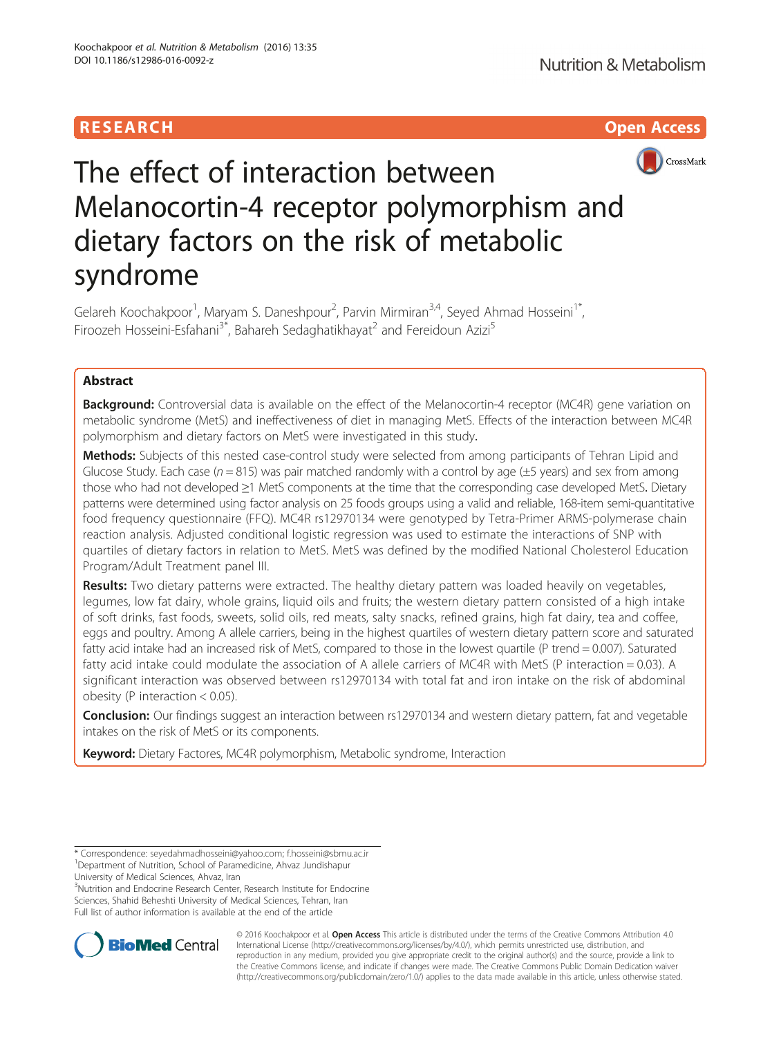RESEARCH

Open Access

# The effect of interaction between Melanocortin-4 receptor polymorphism and dietary factors on the risk of metabolic syndrome

Gelareh Koochakpoor[1], Maryam S. Daneshpour[2], Parvin Mirmiran[3,4], Seyed Ahmad Hosseini[1*], Firoozeh Hosseini-Esfahani[3*], Bahareh Sedaghatikhayat[2] and Fereidoun Azizi[5]

## Abstract

**Background:** Controversial data is available on the effect of the Melanocortin-4 receptor (MC4R) gene variation on metabolic syndrome (MetS) and ineffectiveness of diet in managing MetS. Effects of the interaction between MC4R polymorphism and dietary factors on MetS were investigated in this study.

**Methods:** Subjects of this nested case-control study were selected from among participants of Tehran Lipid and Glucose Study. Each case ($n = 815$) was pair matched randomly with a control by age (±5 years) and sex from among those who had not developed ≥1 MetS components at the time that the corresponding case developed MetS**.** Dietary patterns were determined using factor analysis on 25 foods groups using a valid and reliable, 168-item semi-quantitative food frequency questionnaire (FFQ). MC4R rs12970134 were genotyped by Tetra-Primer ARMS-polymerase chain reaction analysis. Adjusted conditional logistic regression was used to estimate the interactions of SNP with quartiles of dietary factors in relation to MetS. MetS was defined by the modified National Cholesterol Education Program/Adult Treatment panel III.

**Results:** Two dietary patterns were extracted. The healthy dietary pattern was loaded heavily on vegetables, legumes, low fat dairy, whole grains, liquid oils and fruits; the western dietary pattern consisted of a high intake of soft drinks, fast foods, sweets, solid oils, red meats, salty snacks, refined grains, high fat dairy, tea and coffee, eggs and poultry. Among A allele carriers, being in the highest quartiles of western dietary pattern score and saturated fatty acid intake had an increased risk of MetS, compared to those in the lowest quartile (P trend = 0.007). Saturated fatty acid intake could modulate the association of A allele carriers of MC4R with MetS (P interaction = 0.03). A significant interaction was observed between rs12970134 with total fat and iron intake on the risk of abdominal obesity (P interaction < 0.05).

**Conclusion:** Our findings suggest an interaction between rs12970134 and western dietary pattern, fat and vegetable intakes on the risk of MetS or its components.

**Keyword:** Dietary Factores, MC4R polymorphism, Metabolic syndrome, Interaction

---

* Correspondence: seyedahmadhosseini@yahoo.com; f.hosseini@sbmu.ac.ir
[1]Department of Nutrition, School of Paramedicine, Ahvaz Jundishapur University of Medical Sciences, Ahvaz, Iran
[3]Nutrition and Endocrine Research Center, Research Institute for Endocrine Sciences, Shahid Beheshti University of Medical Sciences, Tehran, Iran
Full list of author information is available at the end of the article

© 2016 Koochakpoor et al. **Open Access** This article is distributed under the terms of the Creative Commons Attribution 4.0 International License (http://creativecommons.org/licenses/by/4.0/), which permits unrestricted use, distribution, and reproduction in any medium, provided you give appropriate credit to the original author(s) and the source, provide a link to the Creative Commons license, and indicate if changes were made. The Creative Commons Public Domain Dedication waiver (http://creativecommons.org/publicdomain/zero/1.0/) applies to the data made available in this article, unless otherwise stated.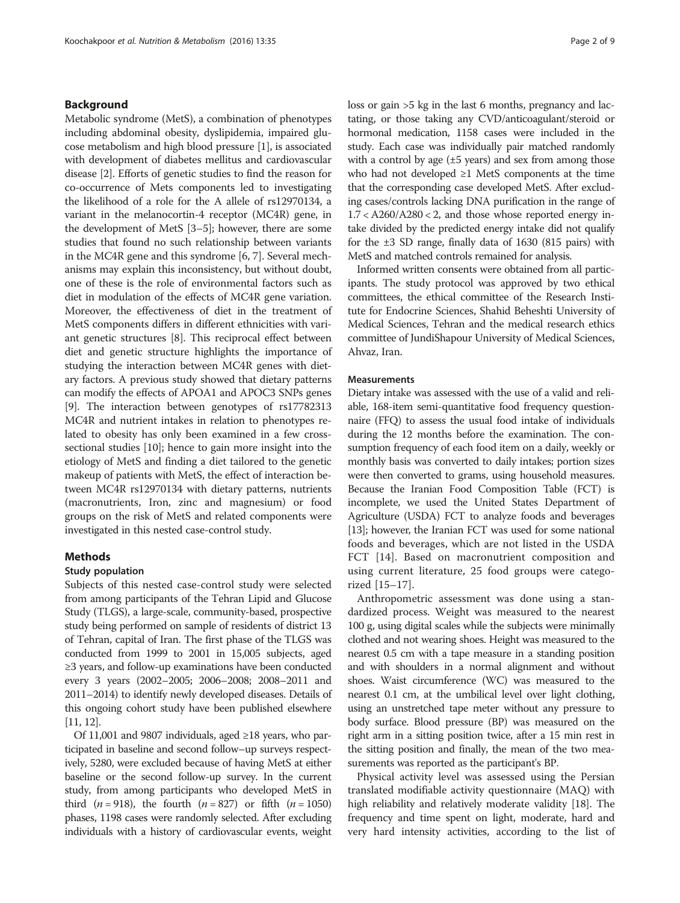## Background

Metabolic syndrome (MetS), a combination of phenotypes including abdominal obesity, dyslipidemia, impaired glucose metabolism and high blood pressure [1], is associated with development of diabetes mellitus and cardiovascular disease [2]. Efforts of genetic studies to find the reason for co-occurrence of Mets components led to investigating the likelihood of a role for the A allele of rs12970134, a variant in the melanocortin-4 receptor (MC4R) gene, in the development of MetS [3–5]; however, there are some studies that found no such relationship between variants in the MC4R gene and this syndrome [6, 7]. Several mechanisms may explain this inconsistency, but without doubt, one of these is the role of environmental factors such as diet in modulation of the effects of MC4R gene variation. Moreover, the effectiveness of diet in the treatment of MetS components differs in different ethnicities with variant genetic structures [8]. This reciprocal effect between diet and genetic structure highlights the importance of studying the interaction between MC4R genes with dietary factors. A previous study showed that dietary patterns can modify the effects of APOA1 and APOC3 SNPs genes [9]. The interaction between genotypes of rs17782313 MC4R and nutrient intakes in relation to phenotypes related to obesity has only been examined in a few cross-sectional studies [10]; hence to gain more insight into the etiology of MetS and finding a diet tailored to the genetic makeup of patients with MetS, the effect of interaction between MC4R rs12970134 with dietary patterns, nutrients (macronutrients, Iron, zinc and magnesium) or food groups on the risk of MetS and related components were investigated in this nested case-control study.

## Methods

### Study population

Subjects of this nested case-control study were selected from among participants of the Tehran Lipid and Glucose Study (TLGS), a large-scale, community-based, prospective study being performed on sample of residents of district 13 of Tehran, capital of Iran. The first phase of the TLGS was conducted from 1999 to 2001 in 15,005 subjects, aged ≥3 years, and follow-up examinations have been conducted every 3 years (2002–2005; 2006–2008; 2008–2011 and 2011–2014) to identify newly developed diseases. Details of this ongoing cohort study have been published elsewhere [11, 12].

Of 11,001 and 9807 individuals, aged ≥18 years, who participated in baseline and second follow–up surveys respectively, 5280, were excluded because of having MetS at either baseline or the second follow-up survey. In the current study, from among participants who developed MetS in third ($n = 918$), the fourth ($n = 827$) or fifth ($n = 1050$) phases, 1198 cases were randomly selected. After excluding individuals with a history of cardiovascular events, weight loss or gain >5 kg in the last 6 months, pregnancy and lactating, or those taking any CVD/anticoagulant/steroid or hormonal medication, 1158 cases were included in the study. Each case was individually pair matched randomly with a control by age (±5 years) and sex from among those who had not developed ≥1 MetS components at the time that the corresponding case developed MetS. After excluding cases/controls lacking DNA purification in the range of $1.7 < A260/A280 < 2$, and those whose reported energy intake divided by the predicted energy intake did not qualify for the ±3 SD range, finally data of 1630 (815 pairs) with MetS and matched controls remained for analysis.

Informed written consents were obtained from all participants. The study protocol was approved by two ethical committees, the ethical committee of the Research Institute for Endocrine Sciences, Shahid Beheshti University of Medical Sciences, Tehran and the medical research ethics committee of JundiShapour University of Medical Sciences, Ahvaz, Iran.

### Measurements

Dietary intake was assessed with the use of a valid and reliable, 168-item semi-quantitative food frequency questionnaire (FFQ) to assess the usual food intake of individuals during the 12 months before the examination. The consumption frequency of each food item on a daily, weekly or monthly basis was converted to daily intakes; portion sizes were then converted to grams, using household measures. Because the Iranian Food Composition Table (FCT) is incomplete, we used the United States Department of Agriculture (USDA) FCT to analyze foods and beverages [13]; however, the Iranian FCT was used for some national foods and beverages, which are not listed in the USDA FCT [14]. Based on macronutrient composition and using current literature, 25 food groups were categorized [15–17].

Anthropometric assessment was done using a standardized process. Weight was measured to the nearest 100 g, using digital scales while the subjects were minimally clothed and not wearing shoes. Height was measured to the nearest 0.5 cm with a tape measure in a standing position and with shoulders in a normal alignment and without shoes. Waist circumference (WC) was measured to the nearest 0.1 cm, at the umbilical level over light clothing, using an unstretched tape meter without any pressure to body surface. Blood pressure (BP) was measured on the right arm in a sitting position twice, after a 15 min rest in the sitting position and finally, the mean of the two measurements was reported as the participant's BP.

Physical activity level was assessed using the Persian translated modifiable activity questionnaire (MAQ) with high reliability and relatively moderate validity [18]. The frequency and time spent on light, moderate, hard and very hard intensity activities, according to the list of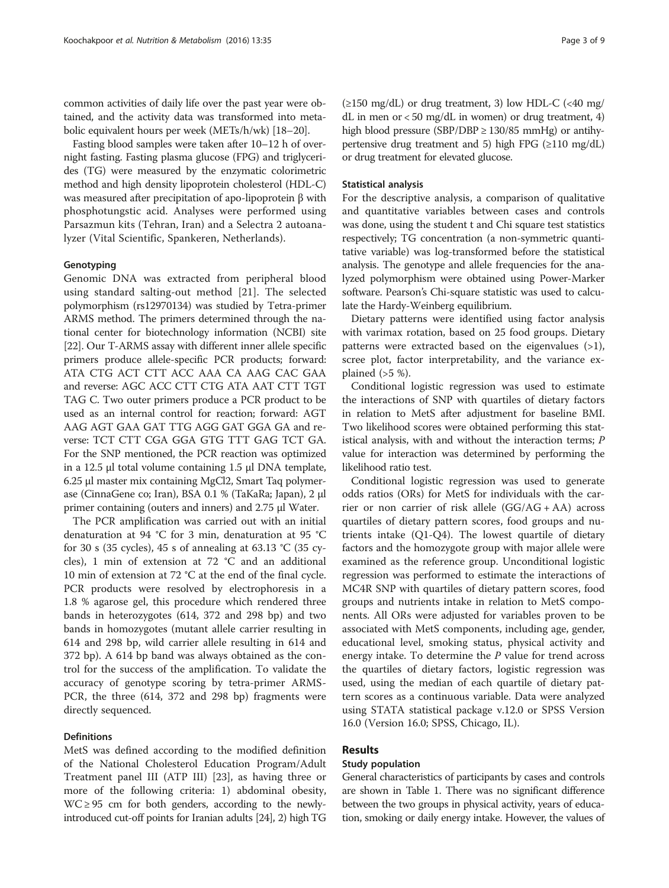common activities of daily life over the past year were obtained, and the activity data was transformed into metabolic equivalent hours per week (METs/h/wk) [18–20].

Fasting blood samples were taken after 10–12 h of overnight fasting. Fasting plasma glucose (FPG) and triglycerides (TG) were measured by the enzymatic colorimetric method and high density lipoprotein cholesterol (HDL-C) was measured after precipitation of apo-lipoprotein β with phosphotungstic acid. Analyses were performed using Parsazmun kits (Tehran, Iran) and a Selectra 2 autoanalyzer (Vital Scientific, Spankeren, Netherlands).

### Genotyping

Genomic DNA was extracted from peripheral blood using standard salting-out method [21]. The selected polymorphism (rs12970134) was studied by Tetra-primer ARMS method. The primers determined through the national center for biotechnology information (NCBI) site [22]. Our T-ARMS assay with different inner allele specific primers produce allele-specific PCR products; forward: ATA CTG ACT CTT ACC AAA CA AAG CAC GAA and reverse: AGC ACC CTT CTG ATA AAT CTT TGT TAG C. Two outer primers produce a PCR product to be used as an internal control for reaction; forward: AGT AAG AGT GAA GAT TTG AGG GAT GGA GA and reverse: TCT CTT CGA GGA GTG TTT GAG TCT GA. For the SNP mentioned, the PCR reaction was optimized in a 12.5 μl total volume containing 1.5 μl DNA template, 6.25 μl master mix containing MgCl2, Smart Taq polymerase (CinnaGene co; Iran), BSA 0.1 % (TaKaRa; Japan), 2 μl primer containing (outers and inners) and 2.75 μl Water.

The PCR amplification was carried out with an initial denaturation at 94 °C for 3 min, denaturation at 95 °C for 30 s (35 cycles), 45 s of annealing at 63.13 °C (35 cycles), 1 min of extension at 72 °C and an additional 10 min of extension at 72 °C at the end of the final cycle. PCR products were resolved by electrophoresis in a 1.8 % agarose gel, this procedure which rendered three bands in heterozygotes (614, 372 and 298 bp) and two bands in homozygotes (mutant allele carrier resulting in 614 and 298 bp, wild carrier allele resulting in 614 and 372 bp). A 614 bp band was always obtained as the control for the success of the amplification. To validate the accuracy of genotype scoring by tetra-primer ARMS-PCR, the three (614, 372 and 298 bp) fragments were directly sequenced.

### Definitions

MetS was defined according to the modified definition of the National Cholesterol Education Program/Adult Treatment panel III (ATP III) [23], as having three or more of the following criteria: 1) abdominal obesity, WC ≥ 95 cm for both genders, according to the newly-introduced cut-off points for Iranian adults [24], 2) high TG (≥150 mg/dL) or drug treatment, 3) low HDL-C (<40 mg/dL in men or < 50 mg/dL in women) or drug treatment, 4) high blood pressure (SBP/DBP ≥ 130/85 mmHg) or antihypertensive drug treatment and 5) high FPG (≥110 mg/dL) or drug treatment for elevated glucose.

### Statistical analysis

For the descriptive analysis, a comparison of qualitative and quantitative variables between cases and controls was done, using the student t and Chi square test statistics respectively; TG concentration (a non-symmetric quantitative variable) was log-transformed before the statistical analysis. The genotype and allele frequencies for the analyzed polymorphism were obtained using Power-Marker software. Pearson's Chi-square statistic was used to calculate the Hardy-Weinberg equilibrium.

Dietary patterns were identified using factor analysis with varimax rotation, based on 25 food groups. Dietary patterns were extracted based on the eigenvalues (>1), scree plot, factor interpretability, and the variance explained (>5 %).

Conditional logistic regression was used to estimate the interactions of SNP with quartiles of dietary factors in relation to MetS after adjustment for baseline BMI. Two likelihood scores were obtained performing this statistical analysis, with and without the interaction terms; *P* value for interaction was determined by performing the likelihood ratio test.

Conditional logistic regression was used to generate odds ratios (ORs) for MetS for individuals with the carrier or non carrier of risk allele (GG/AG + AA) across quartiles of dietary pattern scores, food groups and nutrients intake (Q1-Q4). The lowest quartile of dietary factors and the homozygote group with major allele were examined as the reference group. Unconditional logistic regression was performed to estimate the interactions of MC4R SNP with quartiles of dietary pattern scores, food groups and nutrients intake in relation to MetS components. All ORs were adjusted for variables proven to be associated with MetS components, including age, gender, educational level, smoking status, physical activity and energy intake. To determine the *P* value for trend across the quartiles of dietary factors, logistic regression was used, using the median of each quartile of dietary pattern scores as a continuous variable. Data were analyzed using STATA statistical package v.12.0 or SPSS Version 16.0 (Version 16.0; SPSS, Chicago, IL).

## Results

### Study population

General characteristics of participants by cases and controls are shown in Table 1. There was no significant difference between the two groups in physical activity, years of education, smoking or daily energy intake. However, the values of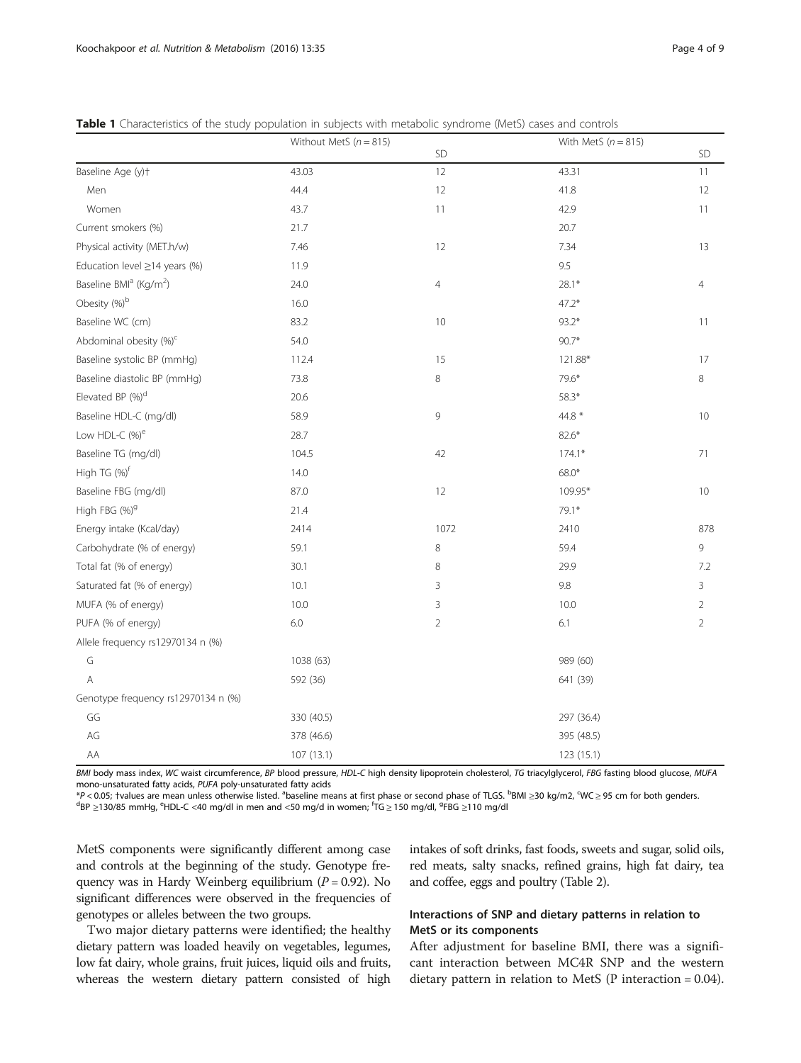**Table 1** Characteristics of the study population in subjects with metabolic syndrome (MetS) cases and controls

| | Without MetS ($n = 815$) | SD | With MetS ($n = 815$) | SD |
|---|---|---|---|---|
| Baseline Age (y)† | 43.03 | 12 | 43.31 | 11 |
| Men | 44.4 | 12 | 41.8 | 12 |
| Women | 43.7 | 11 | 42.9 | 11 |
| Current smokers (%) | 21.7 | | 20.7 | |
| Physical activity (MET.h/w) | 7.46 | 12 | 7.34 | 13 |
| Education level ≥14 years (%) | 11.9 | | 9.5 | |
| Baseline BMI[a] (Kg/m$^2$) | 24.0 | 4 | 28.1* | 4 |
| Obesity (%)[b] | 16.0 | | 47.2* | |
| Baseline WC (cm) | 83.2 | 10 | 93.2* | 11 |
| Abdominal obesity (%)[c] | 54.0 | | 90.7* | |
| Baseline systolic BP (mmHg) | 112.4 | 15 | 121.88* | 17 |
| Baseline diastolic BP (mmHg) | 73.8 | 8 | 79.6* | 8 |
| Elevated BP (%)[d] | 20.6 | | 58.3* | |
| Baseline HDL-C (mg/dl) | 58.9 | 9 | 44.8 * | 10 |
| Low HDL-C (%)[e] | 28.7 | | 82.6* | |
| Baseline TG (mg/dl) | 104.5 | 42 | 174.1* | 71 |
| High TG (%)[f] | 14.0 | | 68.0* | |
| Baseline FBG (mg/dl) | 87.0 | 12 | 109.95* | 10 |
| High FBG (%)[g] | 21.4 | | 79.1* | |
| Energy intake (Kcal/day) | 2414 | 1072 | 2410 | 878 |
| Carbohydrate (% of energy) | 59.1 | 8 | 59.4 | 9 |
| Total fat (% of energy) | 30.1 | 8 | 29.9 | 7.2 |
| Saturated fat (% of energy) | 10.1 | 3 | 9.8 | 3 |
| MUFA (% of energy) | 10.0 | 3 | 10.0 | 2 |
| PUFA (% of energy) | 6.0 | 2 | 6.1 | 2 |
| Allele frequency rs12970134 n (%) | | | | |
| G | 1038 (63) | | 989 (60) | |
| A | 592 (36) | | 641 (39) | |
| Genotype frequency rs12970134 n (%) | | | | |
| GG | 330 (40.5) | | 297 (36.4) | |
| AG | 378 (46.6) | | 395 (48.5) | |
| AA | 107 (13.1) | | 123 (15.1) | |

*BMI* body mass index, *WC* waist circumference, *BP* blood pressure, *HDL-C* high density lipoprotein cholesterol, *TG* triacylglycerol, *FBG* fasting blood glucose, *MUFA* mono-unsaturated fatty acids, *PUFA* poly-unsaturated fatty acids

*$P < 0.05$; †values are mean unless otherwise listed. [a]baseline means at first phase or second phase of TLGS. [b]BMI ≥30 kg/m2, [c]WC ≥ 95 cm for both genders. [d]BP ≥130/85 mmHg, [e]HDL-C <40 mg/dl in men and <50 mg/d in women; [f]TG ≥ 150 mg/dl, [g]FBG ≥110 mg/dl

MetS components were significantly different among case and controls at the beginning of the study. Genotype frequency was in Hardy Weinberg equilibrium ($P = 0.92$). No significant differences were observed in the frequencies of genotypes or alleles between the two groups.

Two major dietary patterns were identified; the healthy dietary pattern was loaded heavily on vegetables, legumes, low fat dairy, whole grains, fruit juices, liquid oils and fruits, whereas the western dietary pattern consisted of high intakes of soft drinks, fast foods, sweets and sugar, solid oils, red meats, salty snacks, refined grains, high fat dairy, tea and coffee, eggs and poultry (Table 2).

### Interactions of SNP and dietary patterns in relation to MetS or its components

After adjustment for baseline BMI, there was a significant interaction between MC4R SNP and the western dietary pattern in relation to MetS (P interaction = 0.04).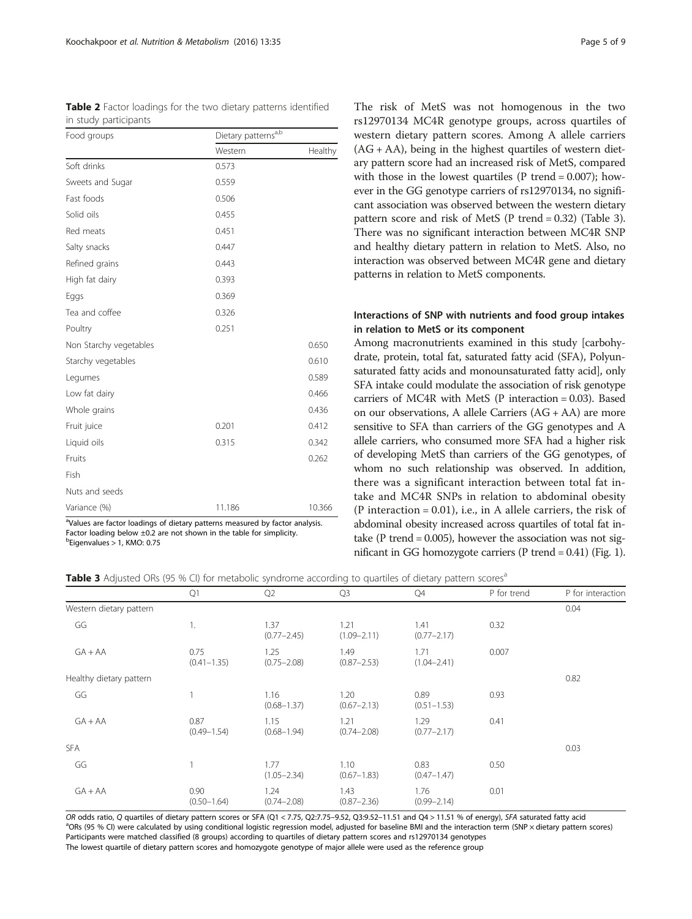**Table 2** Factor loadings for the two dietary patterns identified in study participants

| Food groups | Dietary patterns[a,b] | |
|---|---|---|
| | Western | Healthy |
| Soft drinks | 0.573 | |
| Sweets and Sugar | 0.559 | |
| Fast foods | 0.506 | |
| Solid oils | 0.455 | |
| Red meats | 0.451 | |
| Salty snacks | 0.447 | |
| Refined grains | 0.443 | |
| High fat dairy | 0.393 | |
| Eggs | 0.369 | |
| Tea and coffee | 0.326 | |
| Poultry | 0.251 | |
| Non Starchy vegetables | | 0.650 |
| Starchy vegetables | | 0.610 |
| Legumes | | 0.589 |
| Low fat dairy | | 0.466 |
| Whole grains | | 0.436 |
| Fruit juice | 0.201 | 0.412 |
| Liquid oils | 0.315 | 0.342 |
| Fruits | | 0.262 |
| Fish | | |
| Nuts and seeds | | |
| Variance (%) | 11.186 | 10.366 |

[a]Values are factor loadings of dietary patterns measured by factor analysis. Factor loading below ±0.2 are not shown in the table for simplicity.
[b]Eigenvalues > 1, KMO: 0.75

The risk of MetS was not homogenous in the two rs12970134 MC4R genotype groups, across quartiles of western dietary pattern scores. Among A allele carriers (AG + AA), being in the highest quartiles of western dietary pattern score had an increased risk of MetS, compared with those in the lowest quartiles (P trend = 0.007); however in the GG genotype carriers of rs12970134, no significant association was observed between the western dietary pattern score and risk of MetS (P trend = 0.32) (Table 3). There was no significant interaction between MC4R SNP and healthy dietary pattern in relation to MetS. Also, no interaction was observed between MC4R gene and dietary patterns in relation to MetS components.

### Interactions of SNP with nutrients and food group intakes in relation to MetS or its component

Among macronutrients examined in this study [carbohydrate, protein, total fat, saturated fatty acid (SFA), Polyunsaturated fatty acids and monounsaturated fatty acid], only SFA intake could modulate the association of risk genotype carriers of MC4R with MetS (P interaction = 0.03). Based on our observations, A allele Carriers (AG + AA) are more sensitive to SFA than carriers of the GG genotypes and A allele carriers, who consumed more SFA had a higher risk of developing MetS than carriers of the GG genotypes, of whom no such relationship was observed. In addition, there was a significant interaction between total fat intake and MC4R SNPs in relation to abdominal obesity (P interaction = 0.01), i.e., in A allele carriers, the risk of abdominal obesity increased across quartiles of total fat intake (P trend = 0.005), however the association was not significant in GG homozygote carriers (P trend = 0.41) (Fig. 1).

**Table 3** Adjusted ORs (95 % CI) for metabolic syndrome according to quartiles of dietary pattern scores[a]

| | Q1 | Q2 | Q3 | Q4 | P for trend | P for interaction |
|---|---|---|---|---|---|---|
| Western dietary pattern | | | | | | 0.04 |
| GG | 1. | 1.37 (0.77–2.45) | 1.21 (1.09–2.11) | 1.41 (0.77–2.17) | 0.32 | |
| GA + AA | 0.75 (0.41–1.35) | 1.25 (0.75–2.08) | 1.49 (0.87–2.53) | 1.71 (1.04–2.41) | 0.007 | |
| Healthy dietary pattern | | | | | | 0.82 |
| GG | 1 | 1.16 (0.68–1.37) | 1.20 (0.67–2.13) | 0.89 (0.51–1.53) | 0.93 | |
| GA + AA | 0.87 (0.49–1.54) | 1.15 (0.68–1.94) | 1.21 (0.74–2.08) | 1.29 (0.77–2.17) | 0.41 | |
| SFA | | | | | | 0.03 |
| GG | 1 | 1.77 (1.05–2.34) | 1.10 (0.67–1.83) | 0.83 (0.47–1.47) | 0.50 | |
| GA + AA | 0.90 (0.50–1.64) | 1.24 (0.74–2.08) | 1.43 (0.87–2.36) | 1.76 (0.99–2.14) | 0.01 | |

*OR* odds ratio, *Q* quartiles of dietary pattern scores or SFA (Q1 < 7.75, Q2:7.75–9.52, Q3:9.52–11.51 and Q4 > 11.51 % of energy), *SFA* saturated fatty acid
[a]ORs (95 % CI) were calculated by using conditional logistic regression model, adjusted for baseline BMI and the interaction term (SNP × dietary pattern scores)
Participants were matched classified (8 groups) according to quartiles of dietary pattern scores and rs12970134 genotypes
The lowest quartile of dietary pattern scores and homozygote genotype of major allele were used as the reference group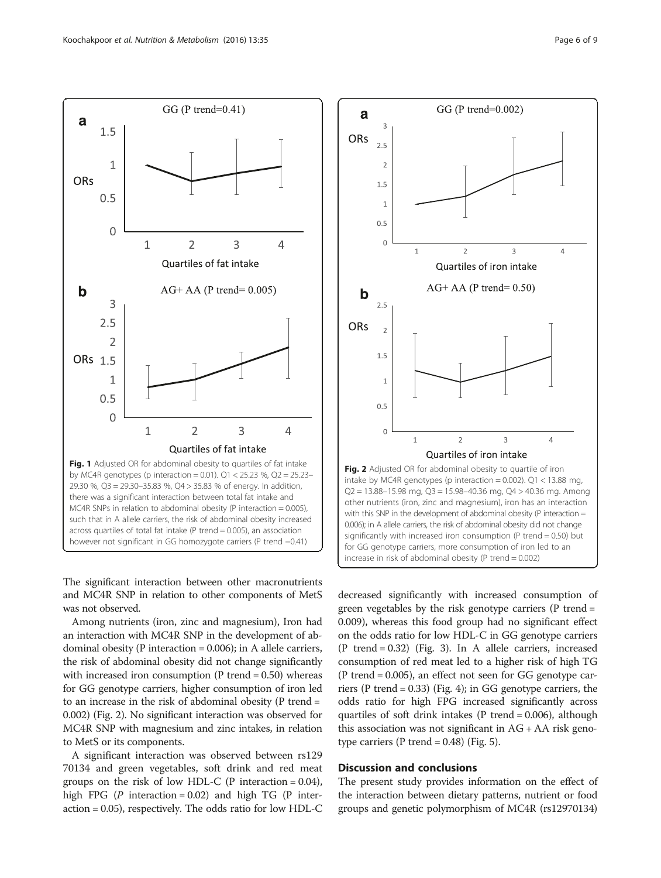Fig. 1 Adjusted OR for abdominal obesity to quartiles of fat intake by MC4R genotypes (p interaction = 0.01). Q1 < 25.23 %, Q2 = 25.23–29.30 %, Q3 = 29.30–35.83 %, Q4 > 35.83 % of energy. In addition, there was a significant interaction between total fat intake and MC4R SNPs in relation to abdominal obesity (P interaction = 0.005), such that in A allele carriers, the risk of abdominal obesity increased across quartiles of total fat intake (P trend = 0.005), an association however not significant in GG homozygote carriers (P trend =0.41)

Fig. 2 Adjusted OR for abdominal obesity to quartile of iron intake by MC4R genotypes (p interaction = 0.002). Q1 < 13.88 mg, Q2 = 13.88–15.98 mg, Q3 = 15.98–40.36 mg, Q4 > 40.36 mg. Among other nutrients (iron, zinc and magnesium), iron has an interaction with this SNP in the development of abdominal obesity (P interaction = 0.006); in A allele carriers, the risk of abdominal obesity did not change significantly with increased iron consumption (P trend = 0.50) but for GG genotype carriers, more consumption of iron led to an increase in risk of abdominal obesity (P trend = 0.002)

The significant interaction between other macronutrients and MC4R SNP in relation to other components of MetS was not observed.

Among nutrients (iron, zinc and magnesium), Iron had an interaction with MC4R SNP in the development of abdominal obesity (P interaction = 0.006); in A allele carriers, the risk of abdominal obesity did not change significantly with increased iron consumption (P trend = 0.50) whereas for GG genotype carriers, higher consumption of iron led to an increase in the risk of abdominal obesity (P trend = 0.002) (Fig. 2). No significant interaction was observed for MC4R SNP with magnesium and zinc intakes, in relation to MetS or its components.

A significant interaction was observed between rs12970134 and green vegetables, soft drink and red meat groups on the risk of low HDL-C (P interaction = 0.04), high FPG (*P* interaction = 0.02) and high TG (P interaction = 0.05), respectively. The odds ratio for low HDL-C decreased significantly with increased consumption of green vegetables by the risk genotype carriers (P trend = 0.009), whereas this food group had no significant effect on the odds ratio for low HDL-C in GG genotype carriers (P trend = 0.32) (Fig. 3). In A allele carriers, increased consumption of red meat led to a higher risk of high TG (P trend = 0.005), an effect not seen for GG genotype carriers (P trend = 0.33) (Fig. 4); in GG genotype carriers, the odds ratio for high FPG increased significantly across quartiles of soft drink intakes (P trend = 0.006), although this association was not significant in AG + AA risk genotype carriers (P trend = 0.48) (Fig. 5).

## Discussion and conclusions

The present study provides information on the effect of the interaction between dietary patterns, nutrient or food groups and genetic polymorphism of MC4R (rs12970134)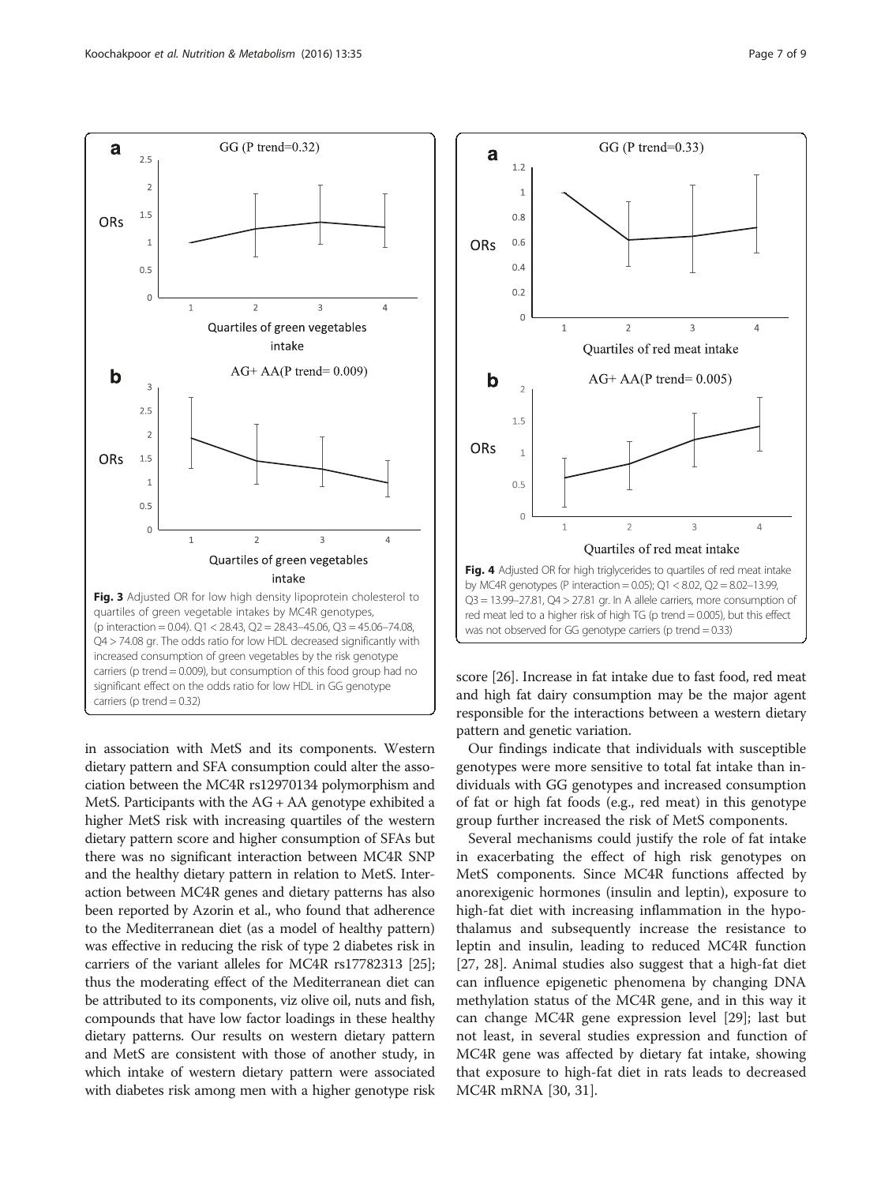Fig. 3 Adjusted OR for low high density lipoprotein cholesterol to quartiles of green vegetable intakes by MC4R genotypes, (p interaction = 0.04). Q1 < 28.43, Q2 = 28.43–45.06, Q3 = 45.06–74.08, Q4 > 74.08 gr. The odds ratio for low HDL decreased significantly with increased consumption of green vegetables by the risk genotype carriers (p trend = 0.009), but consumption of this food group had no significant effect on the odds ratio for low HDL in GG genotype carriers (p trend = 0.32)

Fig. 4 Adjusted OR for high triglycerides to quartiles of red meat intake by MC4R genotypes (P interaction = 0.05); Q1 < 8.02, Q2 = 8.02–13.99, Q3 = 13.99–27.81, Q4 > 27.81 gr. In A allele carriers, more consumption of red meat led to a higher risk of high TG (p trend = 0.005), but this effect was not observed for GG genotype carriers (p trend = 0.33)

in association with MetS and its components. Western dietary pattern and SFA consumption could alter the association between the MC4R rs12970134 polymorphism and MetS. Participants with the AG + AA genotype exhibited a higher MetS risk with increasing quartiles of the western dietary pattern score and higher consumption of SFAs but there was no significant interaction between MC4R SNP and the healthy dietary pattern in relation to MetS. Interaction between MC4R genes and dietary patterns has also been reported by Azorin et al., who found that adherence to the Mediterranean diet (as a model of healthy pattern) was effective in reducing the risk of type 2 diabetes risk in carriers of the variant alleles for MC4R rs17782313 [25]; thus the moderating effect of the Mediterranean diet can be attributed to its components, viz olive oil, nuts and fish, compounds that have low factor loadings in these healthy dietary patterns. Our results on western dietary pattern and MetS are consistent with those of another study, in which intake of western dietary pattern were associated with diabetes risk among men with a higher genotype risk score [26]. Increase in fat intake due to fast food, red meat and high fat dairy consumption may be the major agent responsible for the interactions between a western dietary pattern and genetic variation.

Our findings indicate that individuals with susceptible genotypes were more sensitive to total fat intake than individuals with GG genotypes and increased consumption of fat or high fat foods (e.g., red meat) in this genotype group further increased the risk of MetS components.

Several mechanisms could justify the role of fat intake in exacerbating the effect of high risk genotypes on MetS components. Since MC4R functions affected by anorexigenic hormones (insulin and leptin), exposure to high-fat diet with increasing inflammation in the hypothalamus and subsequently increase the resistance to leptin and insulin, leading to reduced MC4R function [27, 28]. Animal studies also suggest that a high-fat diet can influence epigenetic phenomena by changing DNA methylation status of the MC4R gene, and in this way it can change MC4R gene expression level [29]; last but not least, in several studies expression and function of MC4R gene was affected by dietary fat intake, showing that exposure to high-fat diet in rats leads to decreased MC4R mRNA [30, 31].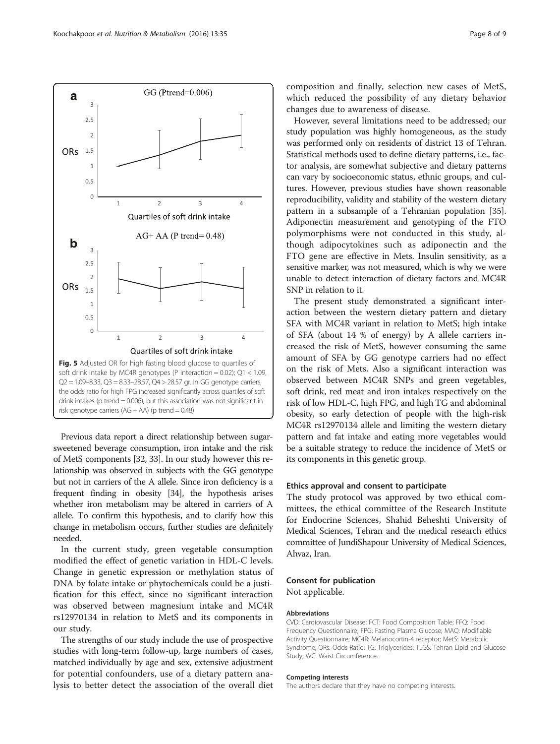Fig. 5 Adjusted OR for high fasting blood glucose to quartiles of soft drink intake by MC4R genotypes (P interaction = 0.02); Q1 < 1.09, Q2 = 1.09–8.33, Q3 = 8.33–28.57, Q4 > 28.57 gr. In GG genotype carriers, the odds ratio for high FPG increased significantly across quartiles of soft drink intakes (p trend = 0.006), but this association was not significant in risk genotype carriers (AG + AA) (p trend = 0.48)

Previous data report a direct relationship between sugar-sweetened beverage consumption, iron intake and the risk of MetS components [32, 33]. In our study however this relationship was observed in subjects with the GG genotype but not in carriers of the A allele. Since iron deficiency is a frequent finding in obesity [34], the hypothesis arises whether iron metabolism may be altered in carriers of A allele. To confirm this hypothesis, and to clarify how this change in metabolism occurs, further studies are definitely needed.

In the current study, green vegetable consumption modified the effect of genetic variation in HDL-C levels. Change in genetic expression or methylation status of DNA by folate intake or phytochemicals could be a justification for this effect, since no significant interaction was observed between magnesium intake and MC4R rs12970134 in relation to MetS and its components in our study.

The strengths of our study include the use of prospective studies with long-term follow-up, large numbers of cases, matched individually by age and sex, extensive adjustment for potential confounders, use of a dietary pattern analysis to better detect the association of the overall diet composition and finally, selection new cases of MetS, which reduced the possibility of any dietary behavior changes due to awareness of disease.

However, several limitations need to be addressed; our study population was highly homogeneous, as the study was performed only on residents of district 13 of Tehran. Statistical methods used to define dietary patterns, i.e., factor analysis, are somewhat subjective and dietary patterns can vary by socioeconomic status, ethnic groups, and cultures. However, previous studies have shown reasonable reproducibility, validity and stability of the western dietary pattern in a subsample of a Tehranian population [35]. Adiponectin measurement and genotyping of the FTO polymorphisms were not conducted in this study, although adipocytokines such as adiponectin and the FTO gene are effective in Mets. Insulin sensitivity, as a sensitive marker, was not measured, which is why we were unable to detect interaction of dietary factors and MC4R SNP in relation to it.

The present study demonstrated a significant interaction between the western dietary pattern and dietary SFA with MC4R variant in relation to MetS; high intake of SFA (about 14 % of energy) by A allele carriers increased the risk of MetS, however consuming the same amount of SFA by GG genotype carriers had no effect on the risk of Mets. Also a significant interaction was observed between MC4R SNPs and green vegetables, soft drink, red meat and iron intakes respectively on the risk of low HDL-C, high FPG, and high TG and abdominal obesity, so early detection of people with the high-risk MC4R rs12970134 allele and limiting the western dietary pattern and fat intake and eating more vegetables would be a suitable strategy to reduce the incidence of MetS or its components in this genetic group.

## Ethics approval and consent to participate

The study protocol was approved by two ethical committees, the ethical committee of the Research Institute for Endocrine Sciences, Shahid Beheshti University of Medical Sciences, Tehran and the medical research ethics committee of JundiShapour University of Medical Sciences, Ahvaz, Iran.

## Consent for publication

Not applicable.

### Abbreviations

CVD: Cardiovascular Disease; FCT: Food Composition Table; FFQ: Food Frequency Questionnaire; FPG: Fasting Plasma Glucose; MAQ: Modifiable Activity Questionnaire; MC4R: Melanocortin-4 receptor; MetS: Metabolic Syndrome; ORs: Odds Ratio; TG: Triglycerides; TLGS: Tehran Lipid and Glucose Study; WC: Waist Circumference.

### Competing interests

The authors declare that they have no competing interests.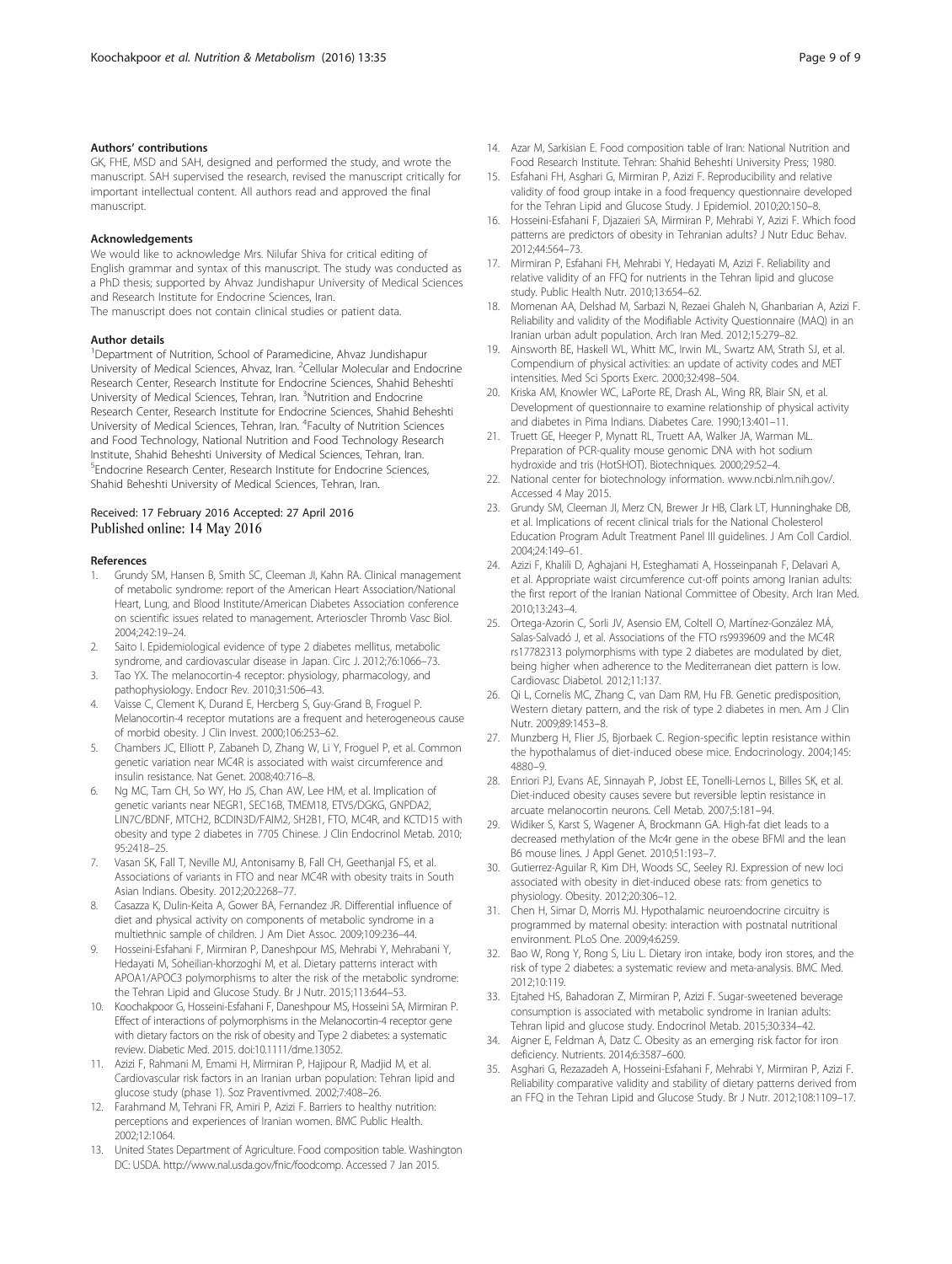### Authors' contributions

GK, FHE, MSD and SAH, designed and performed the study, and wrote the manuscript. SAH supervised the research, revised the manuscript critically for important intellectual content. All authors read and approved the final manuscript.

### Acknowledgements

We would like to acknowledge Mrs. Nilufar Shiva for critical editing of English grammar and syntax of this manuscript. The study was conducted as a PhD thesis; supported by Ahvaz Jundishapur University of Medical Sciences and Research Institute for Endocrine Sciences, Iran.
The manuscript does not contain clinical studies or patient data.

### Author details

[1]Department of Nutrition, School of Paramedicine, Ahvaz Jundishapur University of Medical Sciences, Ahvaz, Iran. [2]Cellular Molecular and Endocrine Research Center, Research Institute for Endocrine Sciences, Shahid Beheshti University of Medical Sciences, Tehran, Iran. [3]Nutrition and Endocrine Research Center, Research Institute for Endocrine Sciences, Shahid Beheshti University of Medical Sciences, Tehran, Iran. [4]Faculty of Nutrition Sciences and Food Technology, National Nutrition and Food Technology Research Institute, Shahid Beheshti University of Medical Sciences, Tehran, Iran. [5]Endocrine Research Center, Research Institute for Endocrine Sciences, Shahid Beheshti University of Medical Sciences, Tehran, Iran.

Received: 17 February 2016 Accepted: 27 April 2016
Published online: 14 May 2016

### References

1. Grundy SM, Hansen B, Smith SC, Cleeman JI, Kahn RA. Clinical management of metabolic syndrome: report of the American Heart Association/National Heart, Lung, and Blood Institute/American Diabetes Association conference on scientific issues related to management. Arterioscler Thromb Vasc Biol. 2004;242:19–24.
2. Saito I. Epidemiological evidence of type 2 diabetes mellitus, metabolic syndrome, and cardiovascular disease in Japan. Circ J. 2012;76:1066–73.
3. Tao YX. The melanocortin-4 receptor: physiology, pharmacology, and pathophysiology. Endocr Rev. 2010;31:506–43.
4. Vaisse C, Clement K, Durand E, Hercberg S, Guy-Grand B, Froguel P. Melanocortin-4 receptor mutations are a frequent and heterogeneous cause of morbid obesity. J Clin Invest. 2000;106:253–62.
5. Chambers JC, Elliott P, Zabaneh D, Zhang W, Li Y, Froguel P, et al. Common genetic variation near MC4R is associated with waist circumference and insulin resistance. Nat Genet. 2008;40:716–8.
6. Ng MC, Tam CH, So WY, Ho JS, Chan AW, Lee HM, et al. Implication of genetic variants near NEGR1, SEC16B, TMEM18, ETV5/DGKG, GNPDA2, LIN7C/BDNF, MTCH2, BCDIN3D/FAIM2, SH2B1, FTO, MC4R, and KCTD15 with obesity and type 2 diabetes in 7705 Chinese. J Clin Endocrinol Metab. 2010; 95:2418–25.
7. Vasan SK, Fall T, Neville MJ, Antonisamy B, Fall CH, Geethanjal FS, et al. Associations of variants in FTO and near MC4R with obesity traits in South Asian Indians. Obesity. 2012;20:2268–77.
8. Casazza K, Dulin-Keita A, Gower BA, Fernandez JR. Differential influence of diet and physical activity on components of metabolic syndrome in a multiethnic sample of children. J Am Diet Assoc. 2009;109:236–44.
9. Hosseini-Esfahani F, Mirmiran P, Daneshpour MS, Mehrabi Y, Mehrabani Y, Hedayati M, Soheilian-khorzoghi M, et al. Dietary patterns interact with APOA1/APOC3 polymorphisms to alter the risk of the metabolic syndrome: the Tehran Lipid and Glucose Study. Br J Nutr. 2015;113:644–53.
10. Koochakpoor G, Hosseini-Esfahani F, Daneshpour MS, Hosseini SA, Mirmiran P. Effect of interactions of polymorphisms in the Melanocortin-4 receptor gene with dietary factors on the risk of obesity and Type 2 diabetes: a systematic review. Diabetic Med. 2015. doi:10.1111/dme.13052.
11. Azizi F, Rahmani M, Emami H, Mirmiran P, Hajipour R, Madjid M, et al. Cardiovascular risk factors in an Iranian urban population: Tehran lipid and glucose study (phase 1). Soz Praventivmed. 2002;7:408–26.
12. Farahmand M, Tehrani FR, Amiri P, Azizi F. Barriers to healthy nutrition: perceptions and experiences of Iranian women. BMC Public Health. 2002;12:1064.
13. United States Department of Agriculture. Food composition table. Washington DC: USDA. http://www.nal.usda.gov/fnic/foodcomp. Accessed 7 Jan 2015.
14. Azar M, Sarkisian E. Food composition table of Iran: National Nutrition and Food Research Institute. Tehran: Shahid Beheshti University Press; 1980.
15. Esfahani FH, Asghari G, Mirmiran P, Azizi F. Reproducibility and relative validity of food group intake in a food frequency questionnaire developed for the Tehran Lipid and Glucose Study. J Epidemiol. 2010;20:150–8.
16. Hosseini-Esfahani F, Djazaieri SA, Mirmiran P, Mehrabi Y, Azizi F. Which food patterns are predictors of obesity in Tehranian adults? J Nutr Educ Behav. 2012;44:564–73.
17. Mirmiran P, Esfahani FH, Mehrabi Y, Hedayati M, Azizi F. Reliability and relative validity of an FFQ for nutrients in the Tehran lipid and glucose study. Public Health Nutr. 2010;13:654–62.
18. Momenan AA, Delshad M, Sarbazi N, Rezaei Ghaleh N, Ghanbarian A, Azizi F. Reliability and validity of the Modifiable Activity Questionnaire (MAQ) in an Iranian urban adult population. Arch Iran Med. 2012;15:279–82.
19. Ainsworth BE, Haskell WL, Whitt MC, Irwin ML, Swartz AM, Strath SJ, et al. Compendium of physical activities: an update of activity codes and MET intensities. Med Sci Sports Exerc. 2000;32:498–504.
20. Kriska AM, Knowler WC, LaPorte RE, Drash AL, Wing RR, Blair SN, et al. Development of questionnaire to examine relationship of physical activity and diabetes in Pima Indians. Diabetes Care. 1990;13:401–11.
21. Truett GE, Heeger P, Mynatt RL, Truett AA, Walker JA, Warman ML. Preparation of PCR-quality mouse genomic DNA with hot sodium hydroxide and tris (HotSHOT). Biotechniques. 2000;29:52–4.
22. National center for biotechnology information. www.ncbi.nlm.nih.gov/. Accessed 4 May 2015.
23. Grundy SM, Cleeman JI, Merz CN, Brewer Jr HB, Clark LT, Hunninghake DB, et al. Implications of recent clinical trials for the National Cholesterol Education Program Adult Treatment Panel III guidelines. J Am Coll Cardiol. 2004;24:149–61.
24. Azizi F, Khalili D, Aghajani H, Esteghamati A, Hosseinpanah F, Delavari A, et al. Appropriate waist circumference cut-off points among Iranian adults: the first report of the Iranian National Committee of Obesity. Arch Iran Med. 2010;13:243–4.
25. Ortega-Azorin C, Sorli JV, Asensio EM, Coltell O, Martínez-González MÁ, Salas-Salvadó J, et al. Associations of the FTO rs9939609 and the MC4R rs17782313 polymorphisms with type 2 diabetes are modulated by diet, being higher when adherence to the Mediterranean diet pattern is low. Cardiovasc Diabetol. 2012;11:137.
26. Qi L, Cornelis MC, Zhang C, van Dam RM, Hu FB. Genetic predisposition, Western dietary pattern, and the risk of type 2 diabetes in men. Am J Clin Nutr. 2009;89:1453–8.
27. Munzberg H, Flier JS, Bjorbaek C. Region-specific leptin resistance within the hypothalamus of diet-induced obese mice. Endocrinology. 2004;145: 4880–9.
28. Enriori PJ, Evans AE, Sinnayah P, Jobst EE, Tonelli-Lemos L, Billes SK, et al. Diet-induced obesity causes severe but reversible leptin resistance in arcuate melanocortin neurons. Cell Metab. 2007;5:181–94.
29. Widiker S, Karst S, Wagener A, Brockmann GA. High-fat diet leads to a decreased methylation of the Mc4r gene in the obese BFMI and the lean B6 mouse lines. J Appl Genet. 2010;51:193–7.
30. Gutierrez-Aguilar R, Kim DH, Woods SC, Seeley RJ. Expression of new loci associated with obesity in diet-induced obese rats: from genetics to physiology. Obesity. 2012;20:306–12.
31. Chen H, Simar D, Morris MJ. Hypothalamic neuroendocrine circuitry is programmed by maternal obesity: interaction with postnatal nutritional environment. PLoS One. 2009;4:6259.
32. Bao W, Rong Y, Rong S, Liu L. Dietary iron intake, body iron stores, and the risk of type 2 diabetes: a systematic review and meta-analysis. BMC Med. 2012;10:119.
33. Ejtahed HS, Bahadoran Z, Mirmiran P, Azizi F. Sugar-sweetened beverage consumption is associated with metabolic syndrome in Iranian adults: Tehran lipid and glucose study. Endocrinol Metab. 2015;30:334–42.
34. Aigner E, Feldman A, Datz C. Obesity as an emerging risk factor for iron deficiency. Nutrients. 2014;6:3587–600.
35. Asghari G, Rezazadeh A, Hosseini-Esfahani F, Mehrabi Y, Mirmiran P, Azizi F. Reliability comparative validity and stability of dietary patterns derived from an FFQ in the Tehran Lipid and Glucose Study. Br J Nutr. 2012;108:1109–17.